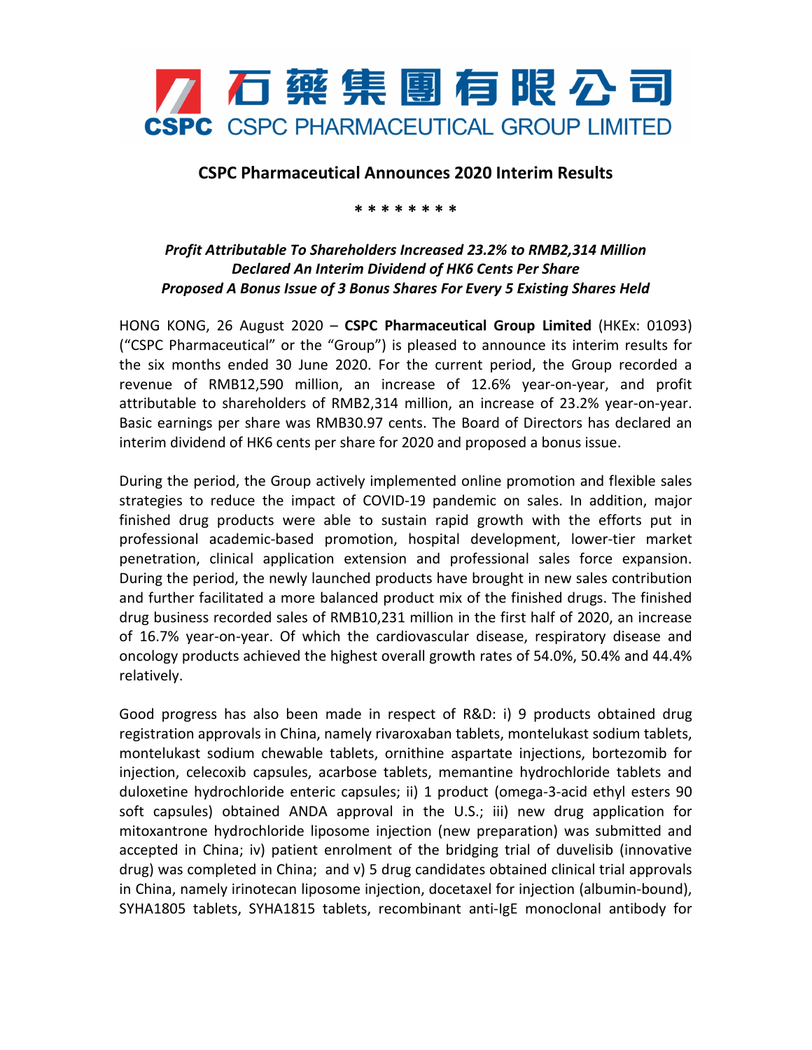# 石藥集團有限公司
# CSPC PHARMACEUTICAL GROUP LIMITED

## CSPC Pharmaceutical Announces 2020 Interim Results

* * * * * * * *

***Profit Attributable To Shareholders Increased 23.2% to RMB2,314 Million***
***Declared An Interim Dividend of HK6 Cents Per Share***
***Proposed A Bonus Issue of 3 Bonus Shares For Every 5 Existing Shares Held***

HONG KONG, 26 August 2020 – **CSPC Pharmaceutical Group Limited** (HKEx: 01093) ("CSPC Pharmaceutical" or the "Group") is pleased to announce its interim results for the six months ended 30 June 2020. For the current period, the Group recorded a revenue of RMB12,590 million, an increase of 12.6% year-on-year, and profit attributable to shareholders of RMB2,314 million, an increase of 23.2% year-on-year. Basic earnings per share was RMB30.97 cents. The Board of Directors has declared an interim dividend of HK6 cents per share for 2020 and proposed a bonus issue.

During the period, the Group actively implemented online promotion and flexible sales strategies to reduce the impact of COVID-19 pandemic on sales. In addition, major finished drug products were able to sustain rapid growth with the efforts put in professional academic-based promotion, hospital development, lower-tier market penetration, clinical application extension and professional sales force expansion. During the period, the newly launched products have brought in new sales contribution and further facilitated a more balanced product mix of the finished drugs. The finished drug business recorded sales of RMB10,231 million in the first half of 2020, an increase of 16.7% year-on-year. Of which the cardiovascular disease, respiratory disease and oncology products achieved the highest overall growth rates of 54.0%, 50.4% and 44.4% relatively.

Good progress has also been made in respect of R&D: i) 9 products obtained drug registration approvals in China, namely rivaroxaban tablets, montelukast sodium tablets, montelukast sodium chewable tablets, ornithine aspartate injections, bortezomib for injection, celecoxib capsules, acarbose tablets, memantine hydrochloride tablets and duloxetine hydrochloride enteric capsules; ii) 1 product (omega-3-acid ethyl esters 90 soft capsules) obtained ANDA approval in the U.S.; iii) new drug application for mitoxantrone hydrochloride liposome injection (new preparation) was submitted and accepted in China; iv) patient enrolment of the bridging trial of duvelisib (innovative drug) was completed in China; and v) 5 drug candidates obtained clinical trial approvals in China, namely irinotecan liposome injection, docetaxel for injection (albumin-bound), SYHA1805 tablets, SYHA1815 tablets, recombinant anti-IgE monoclonal antibody for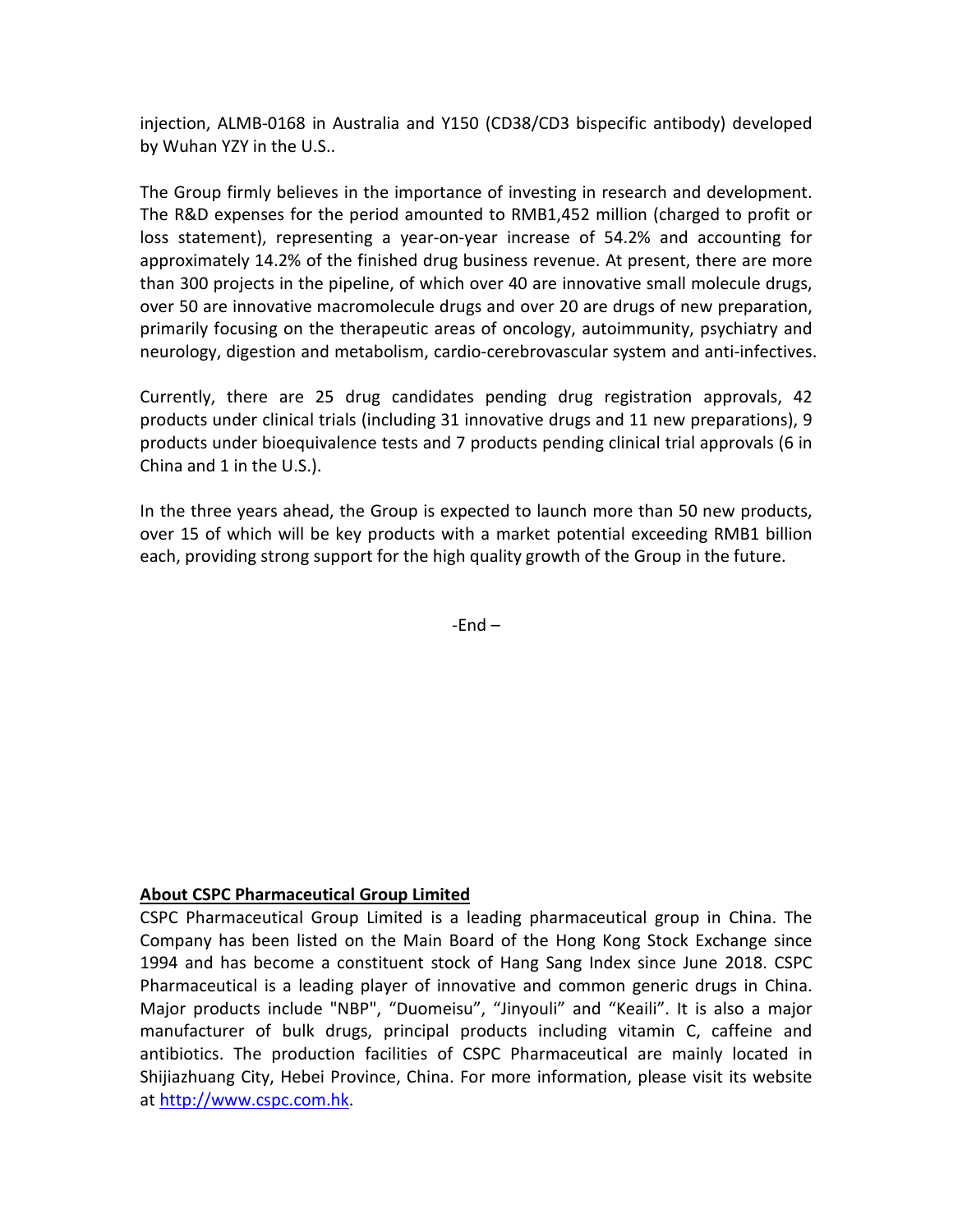injection, ALMB-0168 in Australia and Y150 (CD38/CD3 bispecific antibody) developed by Wuhan YZY in the U.S..

The Group firmly believes in the importance of investing in research and development. The R&D expenses for the period amounted to RMB1,452 million (charged to profit or loss statement), representing a year-on-year increase of 54.2% and accounting for approximately 14.2% of the finished drug business revenue. At present, there are more than 300 projects in the pipeline, of which over 40 are innovative small molecule drugs, over 50 are innovative macromolecule drugs and over 20 are drugs of new preparation, primarily focusing on the therapeutic areas of oncology, autoimmunity, psychiatry and neurology, digestion and metabolism, cardio-cerebrovascular system and anti-infectives.

Currently, there are 25 drug candidates pending drug registration approvals, 42 products under clinical trials (including 31 innovative drugs and 11 new preparations), 9 products under bioequivalence tests and 7 products pending clinical trial approvals (6 in China and 1 in the U.S.).

In the three years ahead, the Group is expected to launch more than 50 new products, over 15 of which will be key products with a market potential exceeding RMB1 billion each, providing strong support for the high quality growth of the Group in the future.

-End –

**About CSPC Pharmaceutical Group Limited**

CSPC Pharmaceutical Group Limited is a leading pharmaceutical group in China. The Company has been listed on the Main Board of the Hong Kong Stock Exchange since 1994 and has become a constituent stock of Hang Sang Index since June 2018. CSPC Pharmaceutical is a leading player of innovative and common generic drugs in China. Major products include "NBP", "Duomeisu", "Jinyouli" and "Keaili". It is also a major manufacturer of bulk drugs, principal products including vitamin C, caffeine and antibiotics. The production facilities of CSPC Pharmaceutical are mainly located in Shijiazhuang City, Hebei Province, China. For more information, please visit its website at http://www.cspc.com.hk.